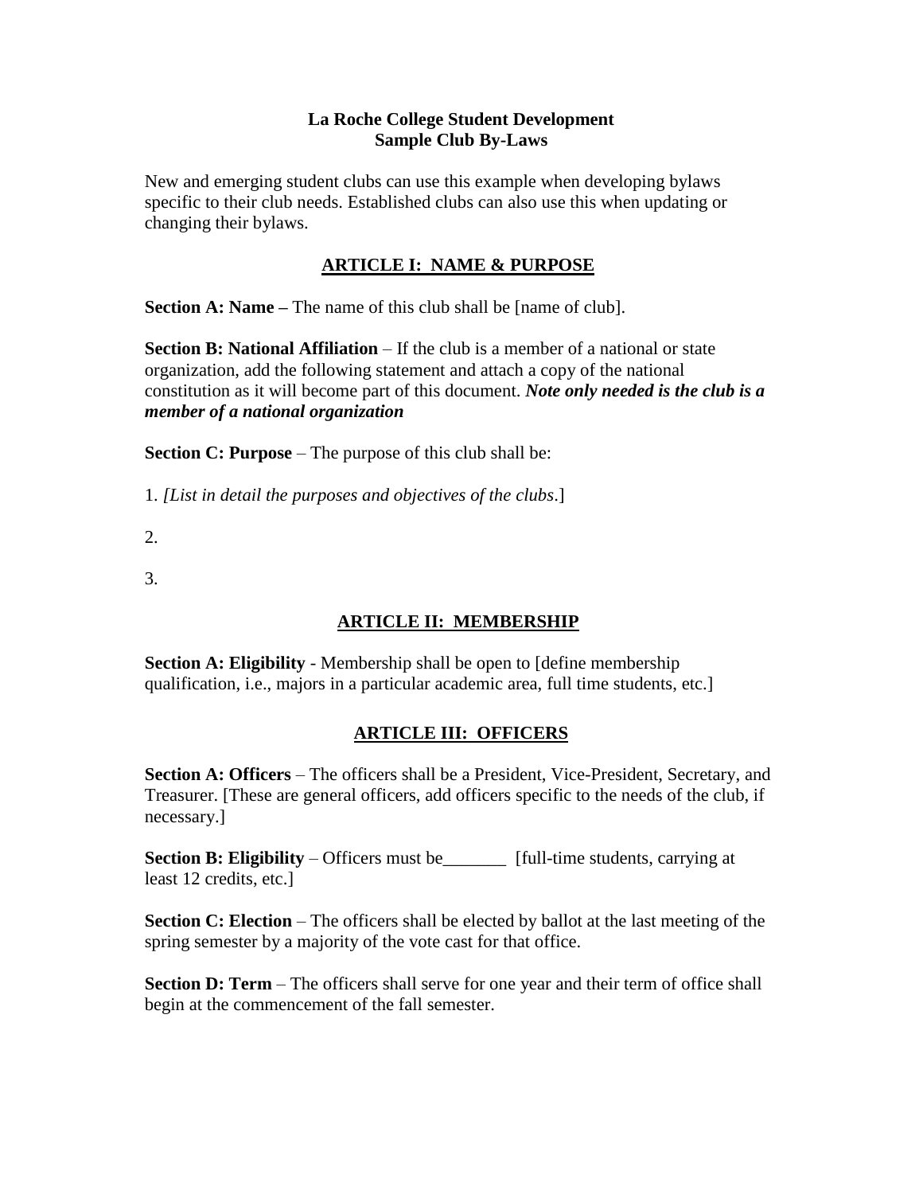**La Roche College Student Development**
**Sample Club By-Laws**

New and emerging student clubs can use this example when developing bylaws specific to their club needs. Established clubs can also use this when updating or changing their bylaws.

## ARTICLE I: NAME & PURPOSE

**Section A: Name –** The name of this club shall be [name of club].

**Section B: National Affiliation** – If the club is a member of a national or state organization, add the following statement and attach a copy of the national constitution as it will become part of this document. ***Note only needed is the club is a member of a national organization***

**Section C: Purpose** – The purpose of this club shall be:

1. *[List in detail the purposes and objectives of the clubs*.]
2.
3.

## ARTICLE II: MEMBERSHIP

**Section A: Eligibility** - Membership shall be open to [define membership qualification, i.e., majors in a particular academic area, full time students, etc.]

## ARTICLE III: OFFICERS

**Section A: Officers** – The officers shall be a President, Vice-President, Secretary, and Treasurer. [These are general officers, add officers specific to the needs of the club, if necessary.]

**Section B: Eligibility** – Officers must be_______ [full-time students, carrying at least 12 credits, etc.]

**Section C: Election** – The officers shall be elected by ballot at the last meeting of the spring semester by a majority of the vote cast for that office.

**Section D: Term** – The officers shall serve for one year and their term of office shall begin at the commencement of the fall semester.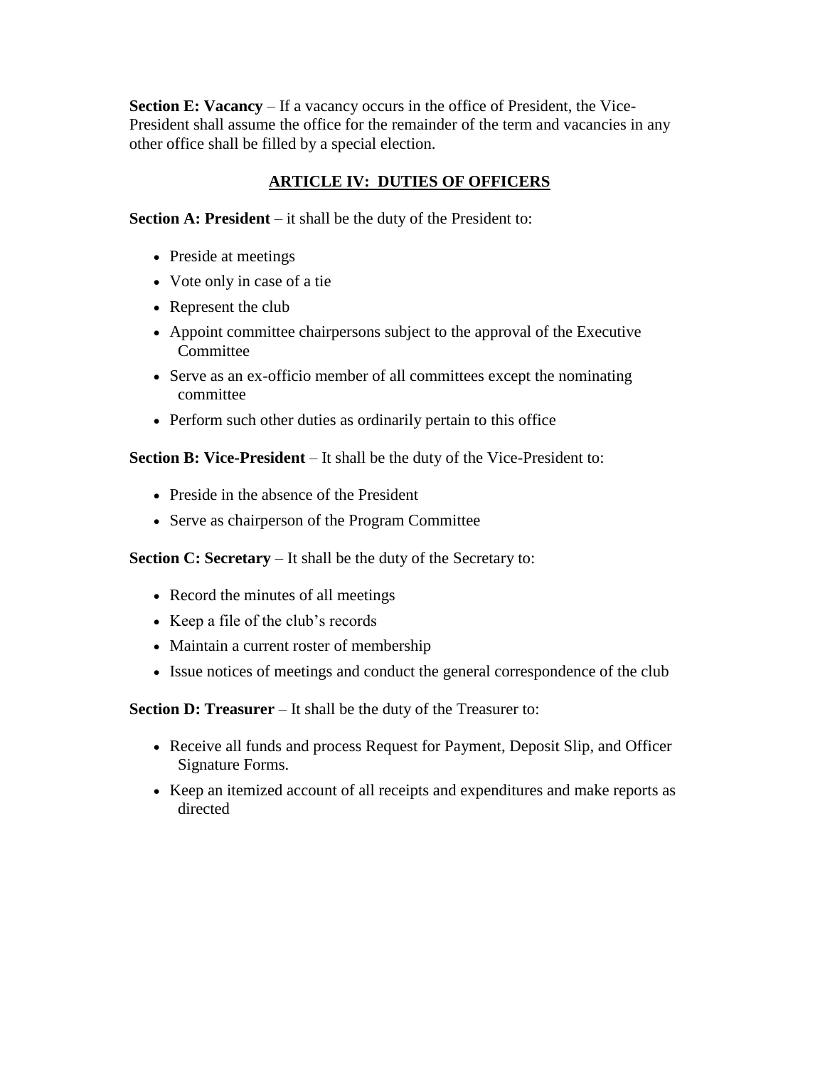**Section E: Vacancy** – If a vacancy occurs in the office of President, the Vice-President shall assume the office for the remainder of the term and vacancies in any other office shall be filled by a special election.

## ARTICLE IV: DUTIES OF OFFICERS

**Section A: President** – it shall be the duty of the President to:

- Preside at meetings
- Vote only in case of a tie
- Represent the club
- Appoint committee chairpersons subject to the approval of the Executive Committee
- Serve as an ex-officio member of all committees except the nominating committee
- Perform such other duties as ordinarily pertain to this office

**Section B: Vice-President** – It shall be the duty of the Vice-President to:

- Preside in the absence of the President
- Serve as chairperson of the Program Committee

**Section C: Secretary** – It shall be the duty of the Secretary to:

- Record the minutes of all meetings
- Keep a file of the club's records
- Maintain a current roster of membership
- Issue notices of meetings and conduct the general correspondence of the club

**Section D: Treasurer** – It shall be the duty of the Treasurer to:

- Receive all funds and process Request for Payment, Deposit Slip, and Officer Signature Forms.
- Keep an itemized account of all receipts and expenditures and make reports as directed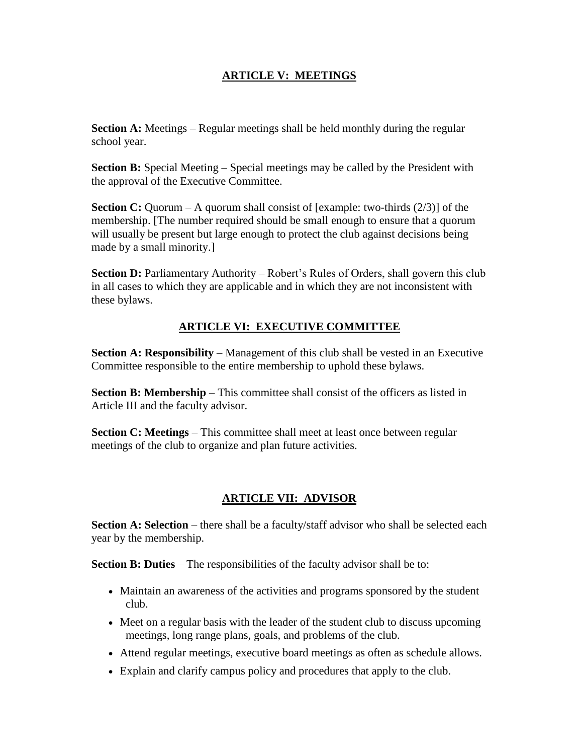## ARTICLE V: MEETINGS

**Section A:** Meetings – Regular meetings shall be held monthly during the regular school year.

**Section B:** Special Meeting – Special meetings may be called by the President with the approval of the Executive Committee.

**Section C:** Quorum – A quorum shall consist of [example: two-thirds (2/3)] of the membership. [The number required should be small enough to ensure that a quorum will usually be present but large enough to protect the club against decisions being made by a small minority.]

**Section D:** Parliamentary Authority – Robert's Rules of Orders, shall govern this club in all cases to which they are applicable and in which they are not inconsistent with these bylaws.

## ARTICLE VI: EXECUTIVE COMMITTEE

**Section A: Responsibility** – Management of this club shall be vested in an Executive Committee responsible to the entire membership to uphold these bylaws.

**Section B: Membership** – This committee shall consist of the officers as listed in Article III and the faculty advisor.

**Section C: Meetings** – This committee shall meet at least once between regular meetings of the club to organize and plan future activities.

## ARTICLE VII: ADVISOR

**Section A: Selection** – there shall be a faculty/staff advisor who shall be selected each year by the membership.

**Section B: Duties** – The responsibilities of the faculty advisor shall be to:

- Maintain an awareness of the activities and programs sponsored by the student club.
- Meet on a regular basis with the leader of the student club to discuss upcoming meetings, long range plans, goals, and problems of the club.
- Attend regular meetings, executive board meetings as often as schedule allows.
- Explain and clarify campus policy and procedures that apply to the club.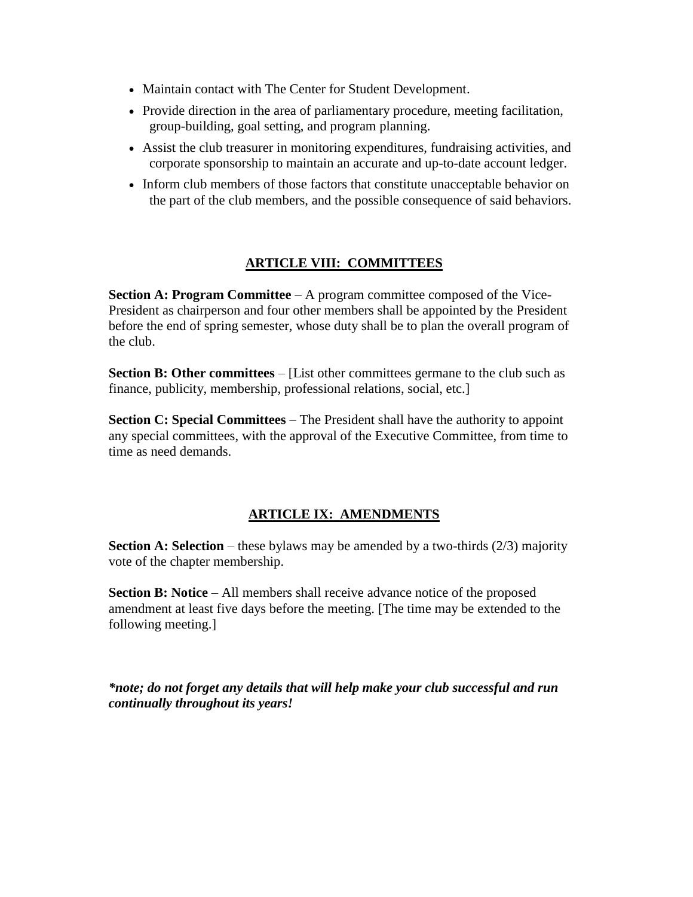- Maintain contact with The Center for Student Development.
- Provide direction in the area of parliamentary procedure, meeting facilitation, group-building, goal setting, and program planning.
- Assist the club treasurer in monitoring expenditures, fundraising activities, and corporate sponsorship to maintain an accurate and up-to-date account ledger.
- Inform club members of those factors that constitute unacceptable behavior on the part of the club members, and the possible consequence of said behaviors.

## ARTICLE VIII: COMMITTEES

**Section A: Program Committee** – A program committee composed of the Vice-President as chairperson and four other members shall be appointed by the President before the end of spring semester, whose duty shall be to plan the overall program of the club.

**Section B: Other committees** – [List other committees germane to the club such as finance, publicity, membership, professional relations, social, etc.]

**Section C: Special Committees** – The President shall have the authority to appoint any special committees, with the approval of the Executive Committee, from time to time as need demands.

## ARTICLE IX: AMENDMENTS

**Section A: Selection** – these bylaws may be amended by a two-thirds (2/3) majority vote of the chapter membership.

**Section B: Notice** – All members shall receive advance notice of the proposed amendment at least five days before the meeting. [The time may be extended to the following meeting.]

***note; do not forget any details that will help make your club successful and run continually throughout its years!***